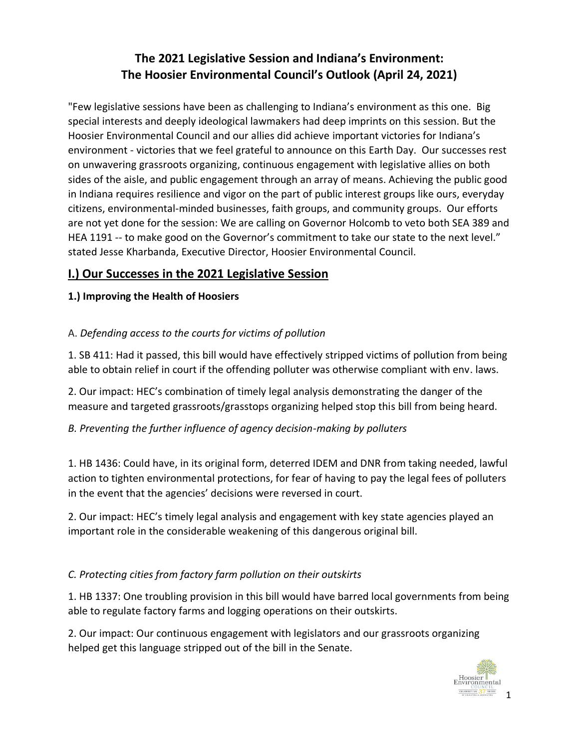# The 2021 Legislative Session and Indiana's Environment: The Hoosier Environmental Council's Outlook (April 24, 2021)

"Few legislative sessions have been as challenging to Indiana's environment as this one. Big special interests and deeply ideological lawmakers had deep imprints on this session. But the Hoosier Environmental Council and our allies did achieve important victories for Indiana's environment - victories that we feel grateful to announce on this Earth Day. Our successes rest on unwavering grassroots organizing, continuous engagement with legislative allies on both sides of the aisle, and public engagement through an array of means. Achieving the public good in Indiana requires resilience and vigor on the part of public interest groups like ours, everyday citizens, environmental-minded businesses, faith groups, and community groups. Our efforts are not yet done for the session: We are calling on Governor Holcomb to veto both SEA 389 and HEA 1191 -- to make good on the Governor's commitment to take our state to the next level." stated Jesse Kharbanda, Executive Director, Hoosier Environmental Council.

## I.) Our Successes in the 2021 Legislative Session

### 1.) Improving the Health of Hoosiers

A. *Defending access to the courts for victims of pollution*

1. SB 411: Had it passed, this bill would have effectively stripped victims of pollution from being able to obtain relief in court if the offending polluter was otherwise compliant with env. laws.

2. Our impact: HEC's combination of timely legal analysis demonstrating the danger of the measure and targeted grassroots/grasstops organizing helped stop this bill from being heard.

*B. Preventing the further influence of agency decision-making by polluters*

1. HB 1436: Could have, in its original form, deterred IDEM and DNR from taking needed, lawful action to tighten environmental protections, for fear of having to pay the legal fees of polluters in the event that the agencies' decisions were reversed in court.

2. Our impact: HEC's timely legal analysis and engagement with key state agencies played an important role in the considerable weakening of this dangerous original bill.

*C. Protecting cities from factory farm pollution on their outskirts*

1. HB 1337: One troubling provision in this bill would have barred local governments from being able to regulate factory farms and logging operations on their outskirts.

2. Our impact: Our continuous engagement with legislators and our grassroots organizing helped get this language stripped out of the bill in the Senate.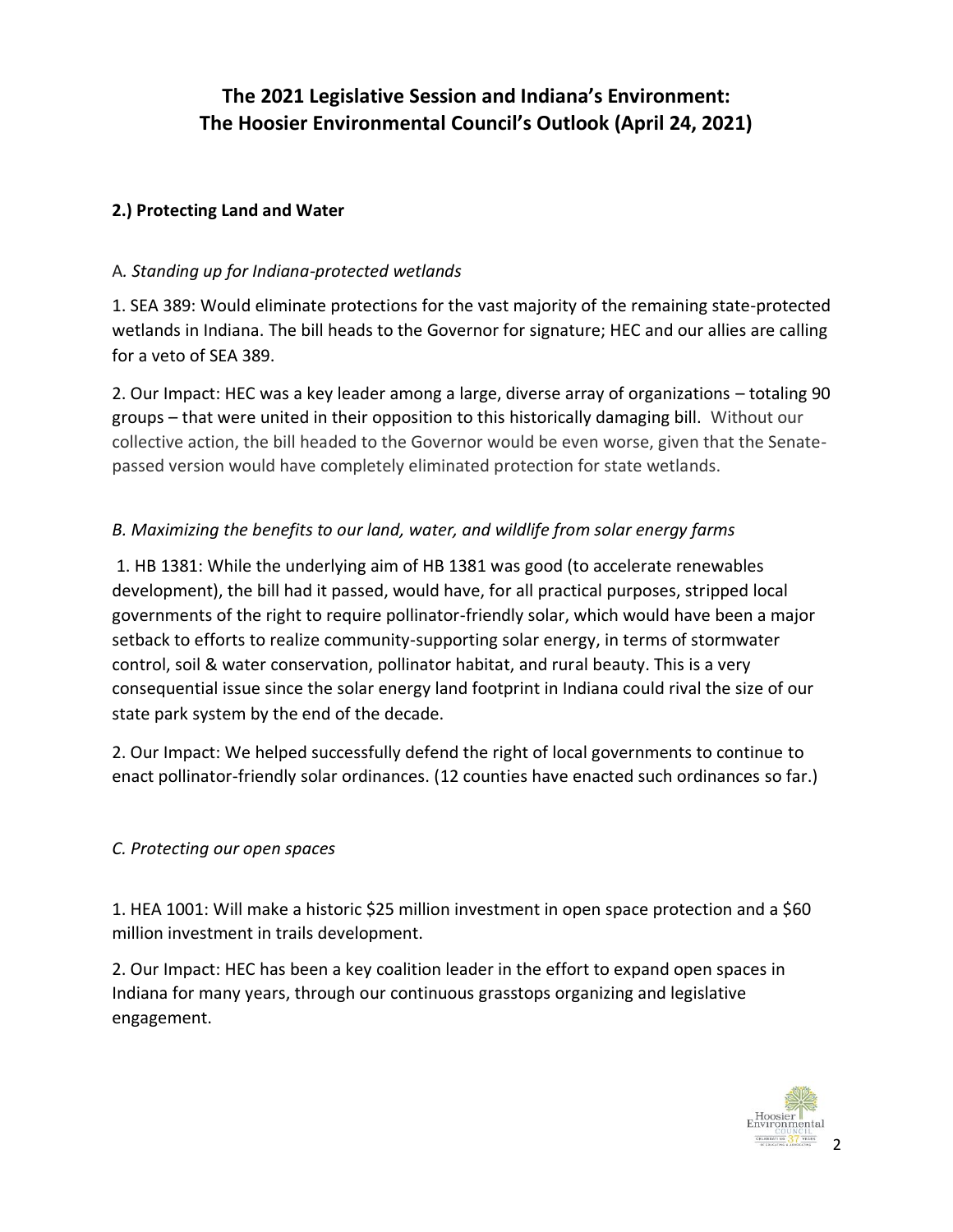# The 2021 Legislative Session and Indiana's Environment: The Hoosier Environmental Council's Outlook (April 24, 2021)

## 2.) Protecting Land and Water

### A. *Standing up for Indiana-protected wetlands*

1. SEA 389: Would eliminate protections for the vast majority of the remaining state-protected wetlands in Indiana. The bill heads to the Governor for signature; HEC and our allies are calling for a veto of SEA 389.

2. Our Impact: HEC was a key leader among a large, diverse array of organizations – totaling 90 groups – that were united in their opposition to this historically damaging bill. Without our collective action, the bill headed to the Governor would be even worse, given that the Senate-passed version would have completely eliminated protection for state wetlands.

### *B. Maximizing the benefits to our land, water, and wildlife from solar energy farms*

1. HB 1381: While the underlying aim of HB 1381 was good (to accelerate renewables development), the bill had it passed, would have, for all practical purposes, stripped local governments of the right to require pollinator-friendly solar, which would have been a major setback to efforts to realize community-supporting solar energy, in terms of stormwater control, soil & water conservation, pollinator habitat, and rural beauty. This is a very consequential issue since the solar energy land footprint in Indiana could rival the size of our state park system by the end of the decade.

2. Our Impact: We helped successfully defend the right of local governments to continue to enact pollinator-friendly solar ordinances. (12 counties have enacted such ordinances so far.)

### *C. Protecting our open spaces*

1. HEA 1001: Will make a historic $25 million investment in open space protection and a $60 million investment in trails development.

2. Our Impact: HEC has been a key coalition leader in the effort to expand open spaces in Indiana for many years, through our continuous grasstops organizing and legislative engagement.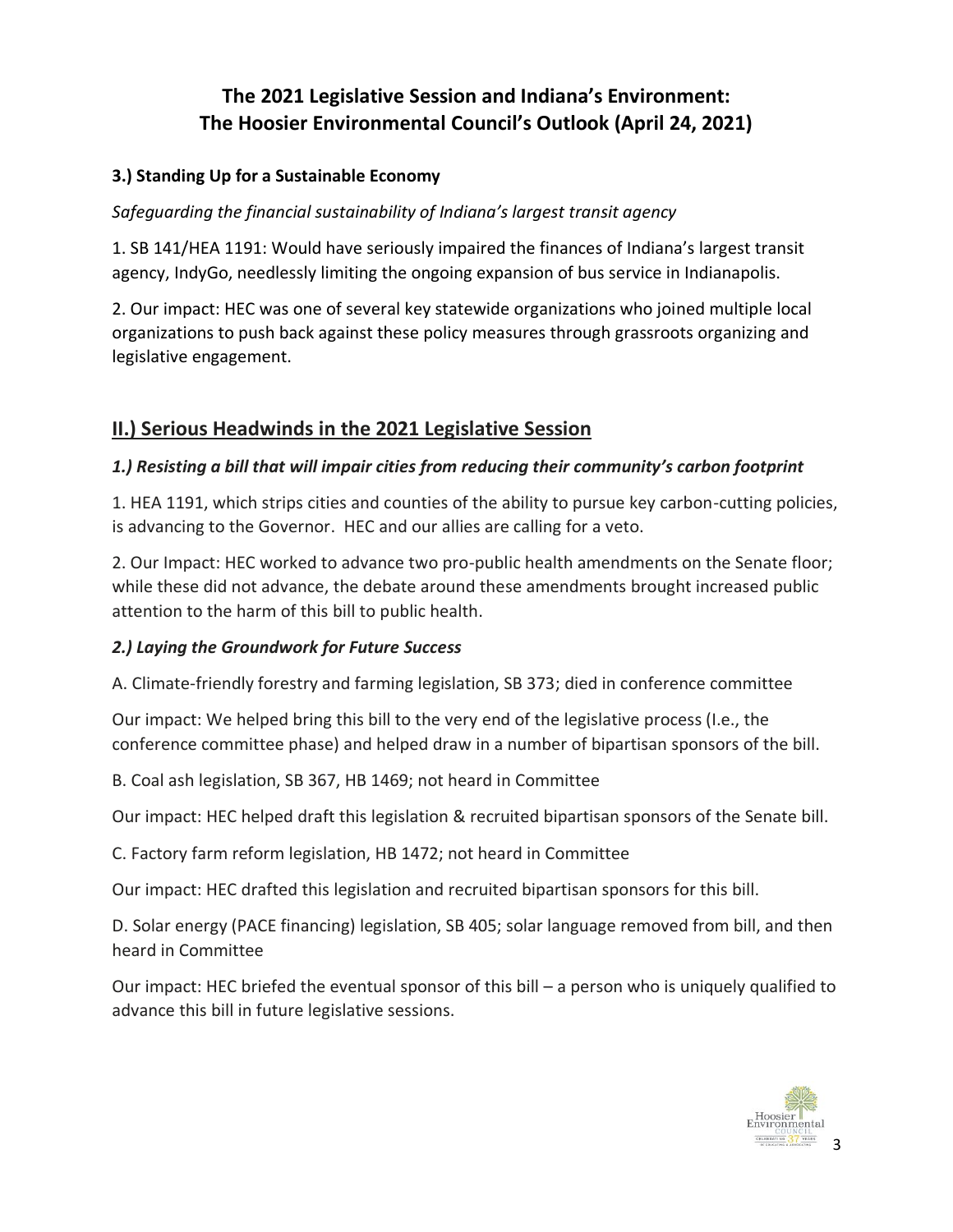# The 2021 Legislative Session and Indiana's Environment: The Hoosier Environmental Council's Outlook (April 24, 2021)

### 3.) Standing Up for a Sustainable Economy

*Safeguarding the financial sustainability of Indiana's largest transit agency*

1. SB 141/HEA 1191: Would have seriously impaired the finances of Indiana's largest transit agency, IndyGo, needlessly limiting the ongoing expansion of bus service in Indianapolis.

2. Our impact: HEC was one of several key statewide organizations who joined multiple local organizations to push back against these policy measures through grassroots organizing and legislative engagement.

## II.) Serious Headwinds in the 2021 Legislative Session

### *1.) Resisting a bill that will impair cities from reducing their community's carbon footprint*

1. HEA 1191, which strips cities and counties of the ability to pursue key carbon-cutting policies, is advancing to the Governor. HEC and our allies are calling for a veto.

2. Our Impact: HEC worked to advance two pro-public health amendments on the Senate floor; while these did not advance, the debate around these amendments brought increased public attention to the harm of this bill to public health.

### *2.) Laying the Groundwork for Future Success*

A. Climate-friendly forestry and farming legislation, SB 373; died in conference committee

Our impact: We helped bring this bill to the very end of the legislative process (I.e., the conference committee phase) and helped draw in a number of bipartisan sponsors of the bill.

B. Coal ash legislation, SB 367, HB 1469; not heard in Committee

Our impact: HEC helped draft this legislation & recruited bipartisan sponsors of the Senate bill.

C. Factory farm reform legislation, HB 1472; not heard in Committee

Our impact: HEC drafted this legislation and recruited bipartisan sponsors for this bill.

D. Solar energy (PACE financing) legislation, SB 405; solar language removed from bill, and then heard in Committee

Our impact: HEC briefed the eventual sponsor of this bill – a person who is uniquely qualified to advance this bill in future legislative sessions.